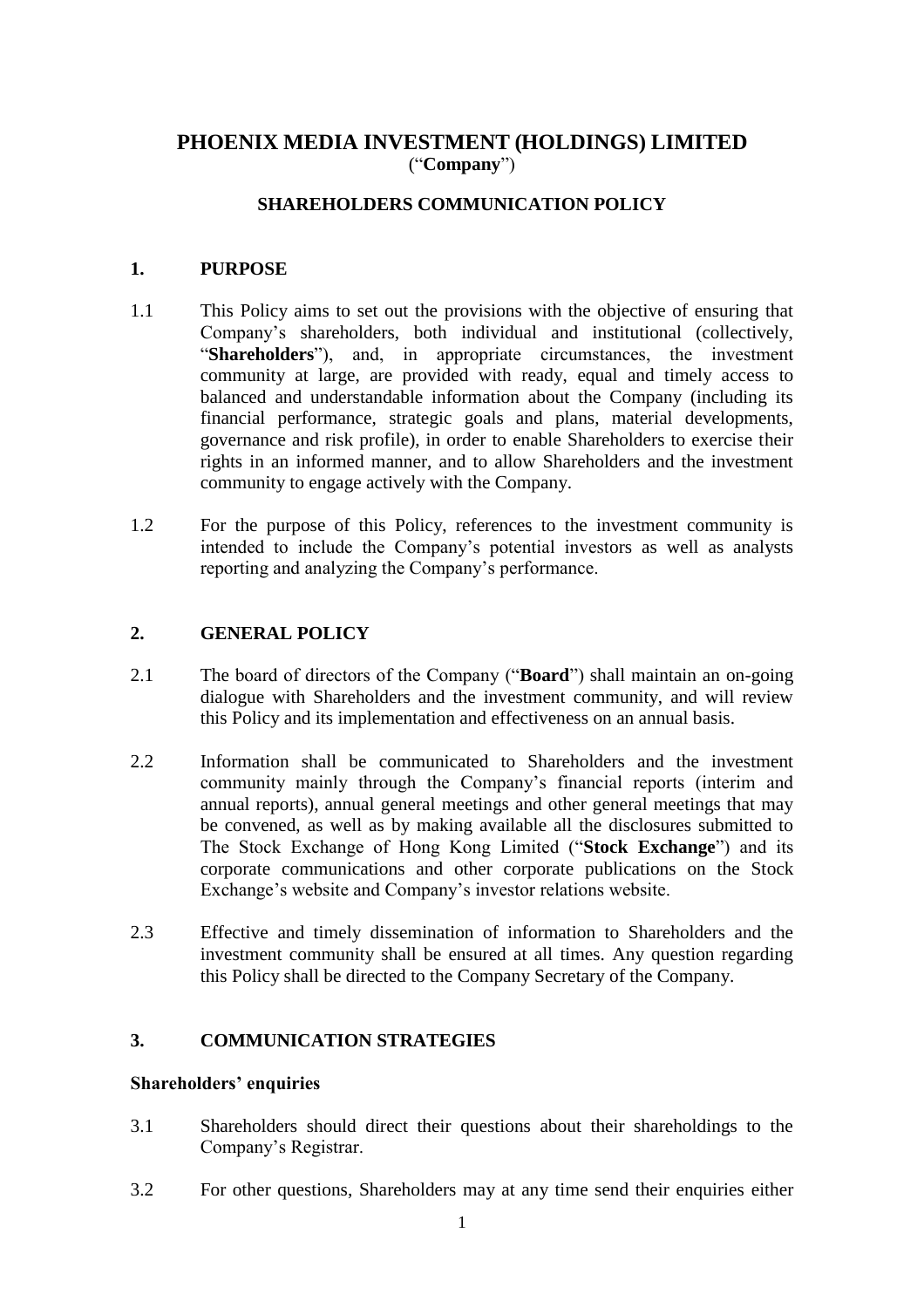# PHOENIX MEDIA INVESTMENT (HOLDINGS) LIMITED

("**Company**")

## SHAREHOLDERS COMMUNICATION POLICY

### 1. PURPOSE

1.1 This Policy aims to set out the provisions with the objective of ensuring that Company's shareholders, both individual and institutional (collectively, "**Shareholders**"), and, in appropriate circumstances, the investment community at large, are provided with ready, equal and timely access to balanced and understandable information about the Company (including its financial performance, strategic goals and plans, material developments, governance and risk profile), in order to enable Shareholders to exercise their rights in an informed manner, and to allow Shareholders and the investment community to engage actively with the Company.

1.2 For the purpose of this Policy, references to the investment community is intended to include the Company's potential investors as well as analysts reporting and analyzing the Company's performance.

### 2. GENERAL POLICY

2.1 The board of directors of the Company ("**Board**") shall maintain an on-going dialogue with Shareholders and the investment community, and will review this Policy and its implementation and effectiveness on an annual basis.

2.2 Information shall be communicated to Shareholders and the investment community mainly through the Company's financial reports (interim and annual reports), annual general meetings and other general meetings that may be convened, as well as by making available all the disclosures submitted to The Stock Exchange of Hong Kong Limited ("**Stock Exchange**") and its corporate communications and other corporate publications on the Stock Exchange's website and Company's investor relations website.

2.3 Effective and timely dissemination of information to Shareholders and the investment community shall be ensured at all times. Any question regarding this Policy shall be directed to the Company Secretary of the Company.

### 3. COMMUNICATION STRATEGIES

**Shareholders' enquiries**

3.1 Shareholders should direct their questions about their shareholdings to the Company's Registrar.

3.2 For other questions, Shareholders may at any time send their enquiries either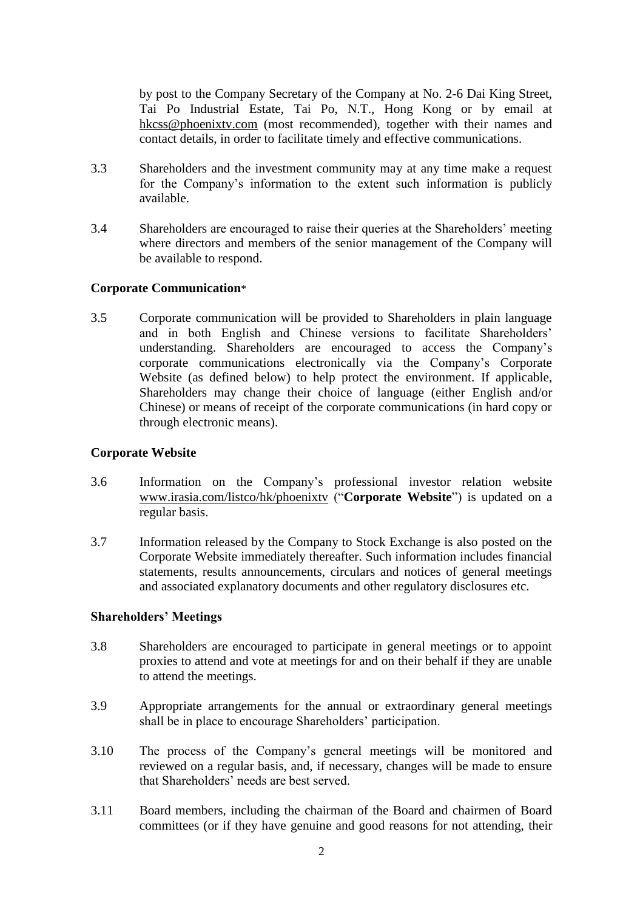by post to the Company Secretary of the Company at No. 2-6 Dai King Street, Tai Po Industrial Estate, Tai Po, N.T., Hong Kong or by email at hkcss@phoenixtv.com (most recommended), together with their names and contact details, in order to facilitate timely and effective communications.

3.3 Shareholders and the investment community may at any time make a request for the Company's information to the extent such information is publicly available.

3.4 Shareholders are encouraged to raise their queries at the Shareholders' meeting where directors and members of the senior management of the Company will be available to respond.

**Corporate Communication***

3.5 Corporate communication will be provided to Shareholders in plain language and in both English and Chinese versions to facilitate Shareholders' understanding. Shareholders are encouraged to access the Company's corporate communications electronically via the Company's Corporate Website (as defined below) to help protect the environment. If applicable, Shareholders may change their choice of language (either English and/or Chinese) or means of receipt of the corporate communications (in hard copy or through electronic means).

**Corporate Website**

3.6 Information on the Company's professional investor relation website www.irasia.com/listco/hk/phoenixtv ("**Corporate Website**") is updated on a regular basis.

3.7 Information released by the Company to Stock Exchange is also posted on the Corporate Website immediately thereafter. Such information includes financial statements, results announcements, circulars and notices of general meetings and associated explanatory documents and other regulatory disclosures etc.

**Shareholders' Meetings**

3.8 Shareholders are encouraged to participate in general meetings or to appoint proxies to attend and vote at meetings for and on their behalf if they are unable to attend the meetings.

3.9 Appropriate arrangements for the annual or extraordinary general meetings shall be in place to encourage Shareholders' participation.

3.10 The process of the Company's general meetings will be monitored and reviewed on a regular basis, and, if necessary, changes will be made to ensure that Shareholders' needs are best served.

3.11 Board members, including the chairman of the Board and chairmen of Board committees (or if they have genuine and good reasons for not attending, their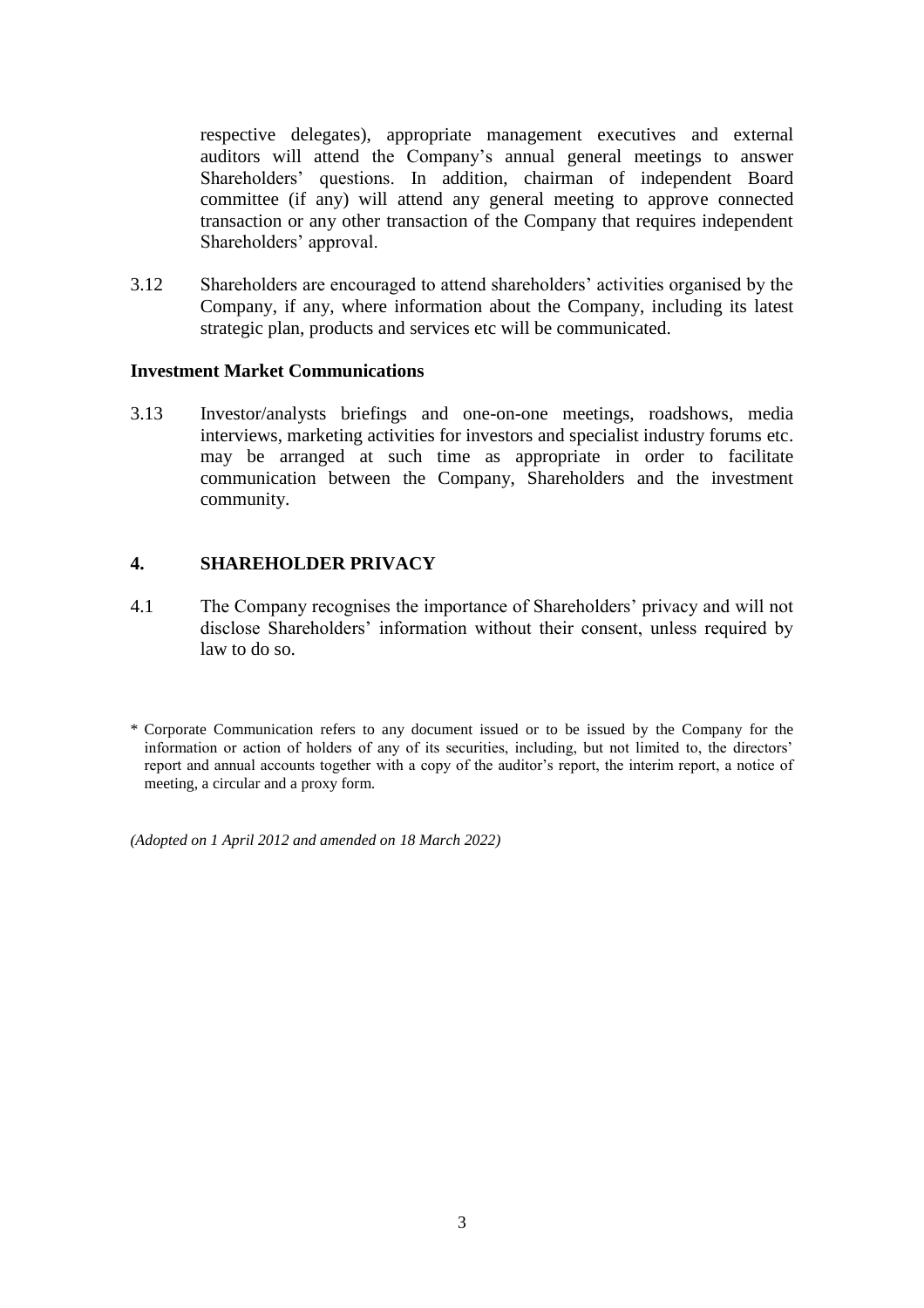respective delegates), appropriate management executives and external auditors will attend the Company's annual general meetings to answer Shareholders' questions. In addition, chairman of independent Board committee (if any) will attend any general meeting to approve connected transaction or any other transaction of the Company that requires independent Shareholders' approval.

3.12 Shareholders are encouraged to attend shareholders' activities organised by the Company, if any, where information about the Company, including its latest strategic plan, products and services etc will be communicated.

**Investment Market Communications**

3.13 Investor/analysts briefings and one-on-one meetings, roadshows, media interviews, marketing activities for investors and specialist industry forums etc. may be arranged at such time as appropriate in order to facilitate communication between the Company, Shareholders and the investment community.

## 4. SHAREHOLDER PRIVACY

4.1 The Company recognises the importance of Shareholders' privacy and will not disclose Shareholders' information without their consent, unless required by law to do so.

\* Corporate Communication refers to any document issued or to be issued by the Company for the information or action of holders of any of its securities, including, but not limited to, the directors' report and annual accounts together with a copy of the auditor's report, the interim report, a notice of meeting, a circular and a proxy form.

*(Adopted on 1 April 2012 and amended on 18 March 2022)*